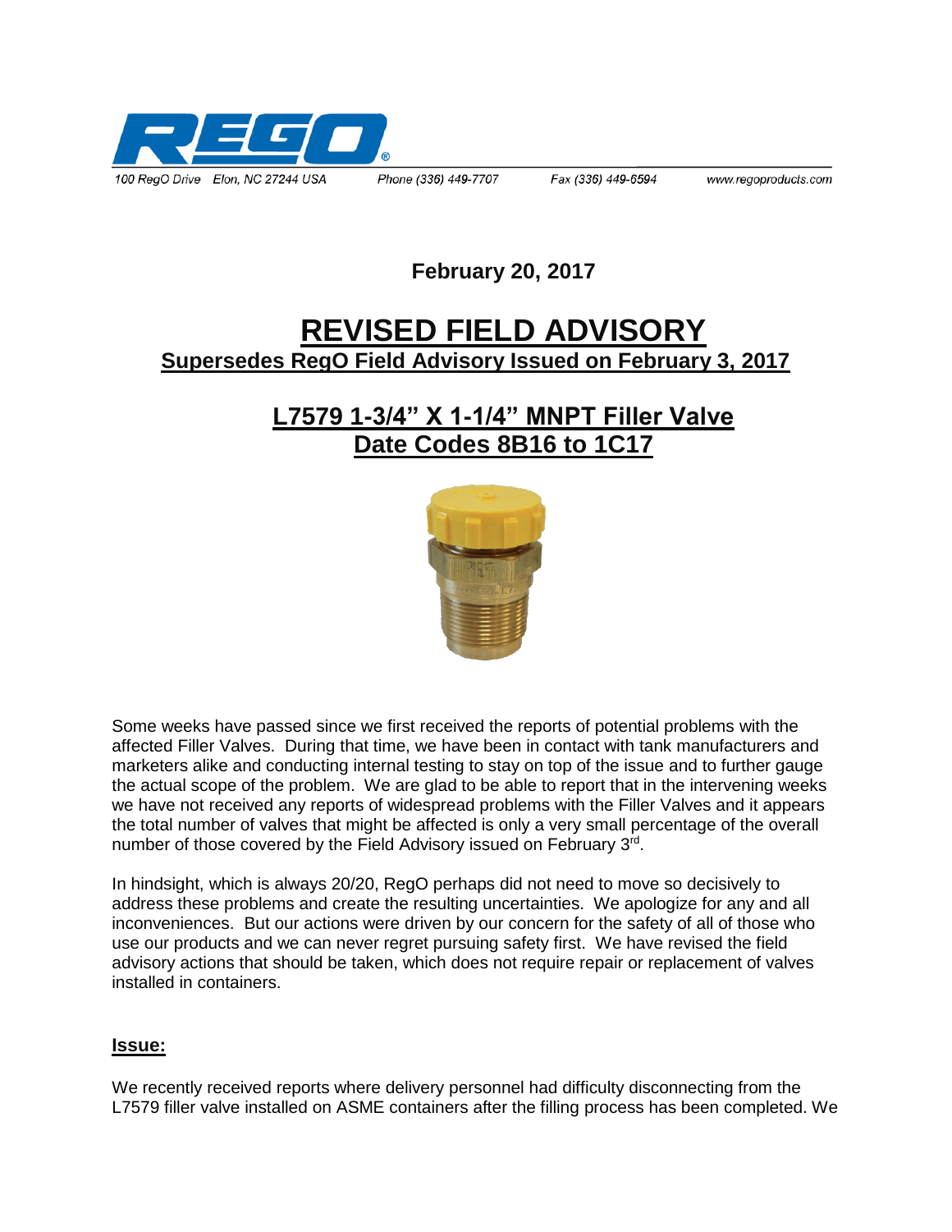100 RegO Drive Elon, NC 27244 USA Phone (336) 449-7707 Fax (336) 449-6594 www.regoproducts.com

**February 20, 2017**

# REVISED FIELD ADVISORY

## Supersedes RegO Field Advisory Issued on February 3, 2017

## L7579 1-3/4" X 1-1/4" MNPT Filler Valve Date Codes 8B16 to 1C17

Some weeks have passed since we first received the reports of potential problems with the affected Filler Valves. During that time, we have been in contact with tank manufacturers and marketers alike and conducting internal testing to stay on top of the issue and to further gauge the actual scope of the problem. We are glad to be able to report that in the intervening weeks we have not received any reports of widespread problems with the Filler Valves and it appears the total number of valves that might be affected is only a very small percentage of the overall number of those covered by the Field Advisory issued on February 3rd.

In hindsight, which is always 20/20, RegO perhaps did not need to move so decisively to address these problems and create the resulting uncertainties. We apologize for any and all inconveniences. But our actions were driven by our concern for the safety of all of those who use our products and we can never regret pursuing safety first. We have revised the field advisory actions that should be taken, which does not require repair or replacement of valves installed in containers.

### Issue:

We recently received reports where delivery personnel had difficulty disconnecting from the L7579 filler valve installed on ASME containers after the filling process has been completed. We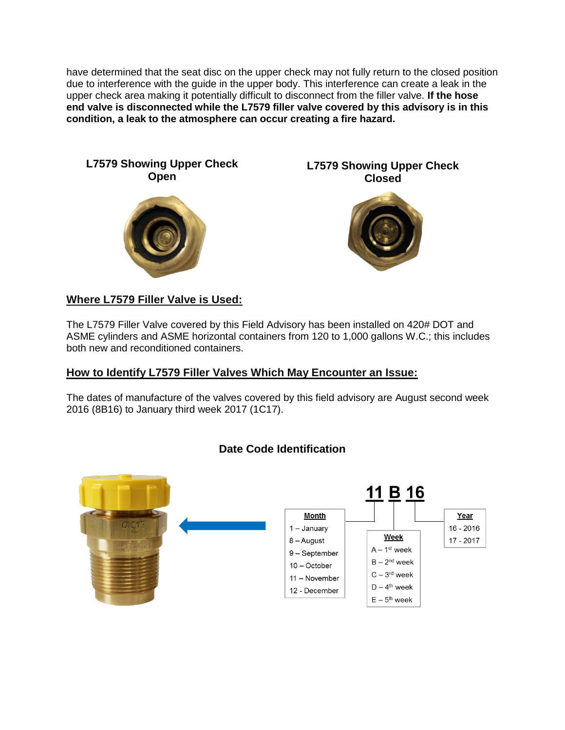have determined that the seat disc on the upper check may not fully return to the closed position due to interference with the guide in the upper body. This interference can create a leak in the upper check area making it potentially difficult to disconnect from the filler valve. **If the hose end valve is disconnected while the L7579 filler valve covered by this advisory is in this condition, a leak to the atmosphere can occur creating a fire hazard.**

**L7579 Showing Upper Check Open**

**L7579 Showing Upper Check Closed**

## Where L7579 Filler Valve is Used:

The L7579 Filler Valve covered by this Field Advisory has been installed on 420# DOT and ASME cylinders and ASME horizontal containers from 120 to 1,000 gallons W.C.; this includes both new and reconditioned containers.

## How to Identify L7579 Filler Valves Which May Encounter an Issue:

The dates of manufacture of the valves covered by this field advisory are August second week 2016 (8B16) to January third week 2017 (1C17).

### Date Code Identification

**11 B 16**

| Month |
|---|
| 1 – January |
| 8 – August |
| 9 – September |
| 10 – October |
| 11 – November |
| 12 - December |

| Week |
|---|
| A – 1st week |
| B – 2nd week |
| C – 3rd week |
| D – 4th week |
| E – 5th week |

| Year |
|---|
| 16 - 2016 |
| 17 - 2017 |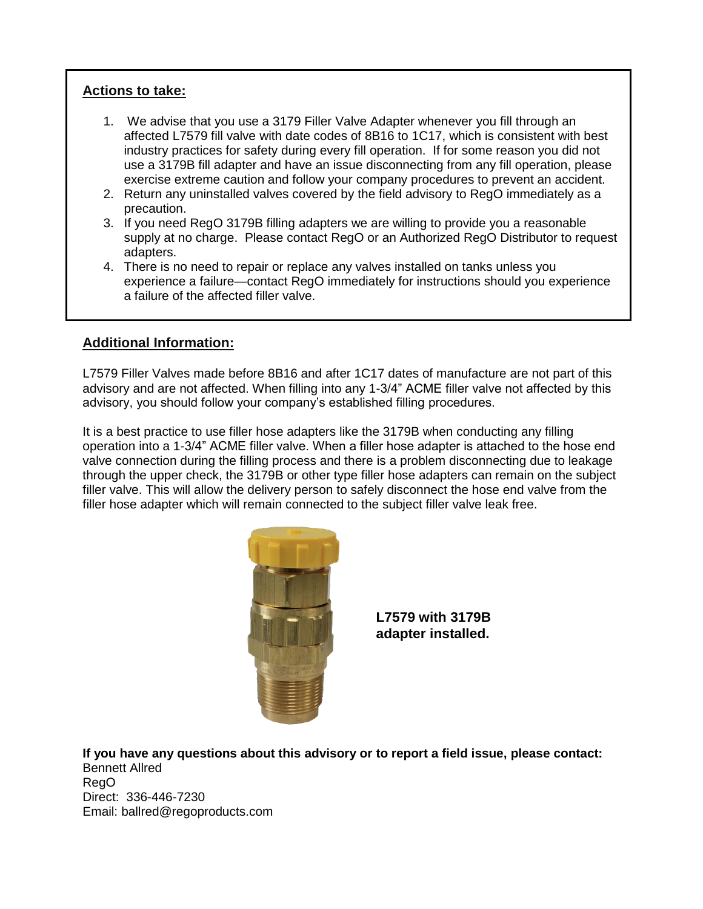## Actions to take:

1. We advise that you use a 3179 Filler Valve Adapter whenever you fill through an affected L7579 fill valve with date codes of 8B16 to 1C17, which is consistent with best industry practices for safety during every fill operation. If for some reason you did not use a 3179B fill adapter and have an issue disconnecting from any fill operation, please exercise extreme caution and follow your company procedures to prevent an accident.
2. Return any uninstalled valves covered by the field advisory to RegO immediately as a precaution.
3. If you need RegO 3179B filling adapters we are willing to provide you a reasonable supply at no charge. Please contact RegO or an Authorized RegO Distributor to request adapters.
4. There is no need to repair or replace any valves installed on tanks unless you experience a failure—contact RegO immediately for instructions should you experience a failure of the affected filler valve.

## Additional Information:

L7579 Filler Valves made before 8B16 and after 1C17 dates of manufacture are not part of this advisory and are not affected. When filling into any 1-3/4" ACME filler valve not affected by this advisory, you should follow your company's established filling procedures.

It is a best practice to use filler hose adapters like the 3179B when conducting any filling operation into a 1-3/4" ACME filler valve. When a filler hose adapter is attached to the hose end valve connection during the filling process and there is a problem disconnecting due to leakage through the upper check, the 3179B or other type filler hose adapters can remain on the subject filler valve. This will allow the delivery person to safely disconnect the hose end valve from the filler hose adapter which will remain connected to the subject filler valve leak free.

**L7579 with 3179B adapter installed.**

**If you have any questions about this advisory or to report a field issue, please contact:**
Bennett Allred
RegO
Direct: 336-446-7230
Email: ballred@regoproducts.com